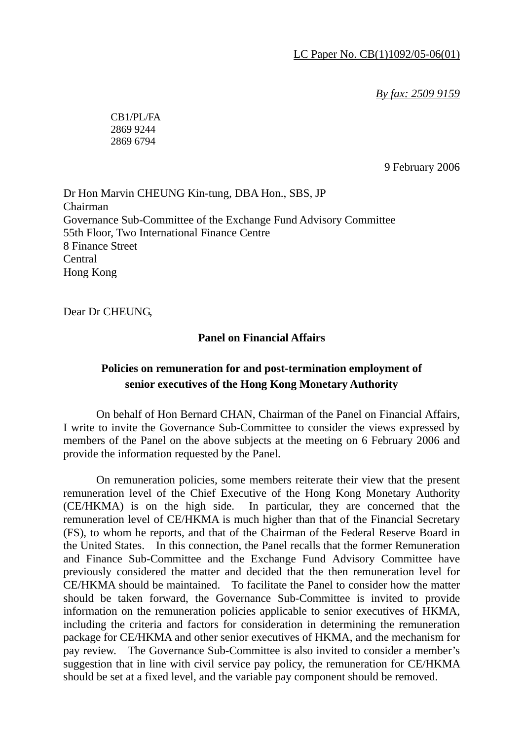LC Paper No. CB(1)1092/05-06(01)

*By fax: 2509 9159*

CB1/PL/FA
2869 9244
2869 6794

9 February 2006

Dr Hon Marvin CHEUNG Kin-tung, DBA Hon., SBS, JP
Chairman
Governance Sub-Committee of the Exchange Fund Advisory Committee
55th Floor, Two International Finance Centre
8 Finance Street
Central
Hong Kong

Dear Dr CHEUNG,

**Panel on Financial Affairs**

**Policies on remuneration for and post-termination employment of senior executives of the Hong Kong Monetary Authority**

On behalf of Hon Bernard CHAN, Chairman of the Panel on Financial Affairs, I write to invite the Governance Sub-Committee to consider the views expressed by members of the Panel on the above subjects at the meeting on 6 February 2006 and provide the information requested by the Panel.

On remuneration policies, some members reiterate their view that the present remuneration level of the Chief Executive of the Hong Kong Monetary Authority (CE/HKMA) is on the high side. In particular, they are concerned that the remuneration level of CE/HKMA is much higher than that of the Financial Secretary (FS), to whom he reports, and that of the Chairman of the Federal Reserve Board in the United States. In this connection, the Panel recalls that the former Remuneration and Finance Sub-Committee and the Exchange Fund Advisory Committee have previously considered the matter and decided that the then remuneration level for CE/HKMA should be maintained. To facilitate the Panel to consider how the matter should be taken forward, the Governance Sub-Committee is invited to provide information on the remuneration policies applicable to senior executives of HKMA, including the criteria and factors for consideration in determining the remuneration package for CE/HKMA and other senior executives of HKMA, and the mechanism for pay review. The Governance Sub-Committee is also invited to consider a member's suggestion that in line with civil service pay policy, the remuneration for CE/HKMA should be set at a fixed level, and the variable pay component should be removed.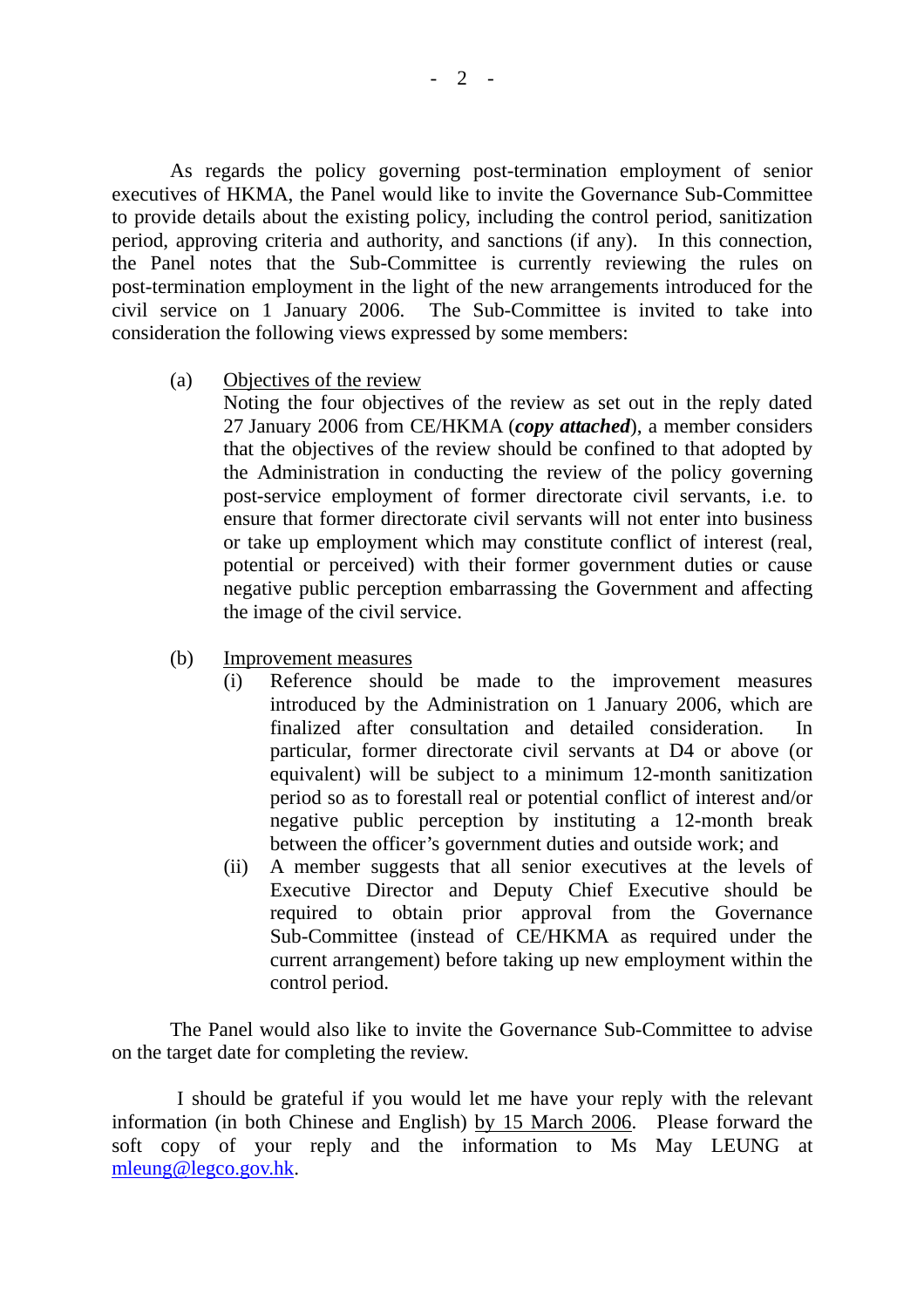As regards the policy governing post-termination employment of senior executives of HKMA, the Panel would like to invite the Governance Sub-Committee to provide details about the existing policy, including the control period, sanitization period, approving criteria and authority, and sanctions (if any). In this connection, the Panel notes that the Sub-Committee is currently reviewing the rules on post-termination employment in the light of the new arrangements introduced for the civil service on 1 January 2006. The Sub-Committee is invited to take into consideration the following views expressed by some members:

(a) Objectives of the review

Noting the four objectives of the review as set out in the reply dated 27 January 2006 from CE/HKMA (***copy attached***), a member considers that the objectives of the review should be confined to that adopted by the Administration in conducting the review of the policy governing post-service employment of former directorate civil servants, i.e. to ensure that former directorate civil servants will not enter into business or take up employment which may constitute conflict of interest (real, potential or perceived) with their former government duties or cause negative public perception embarrassing the Government and affecting the image of the civil service.

(b) Improvement measures

(i) Reference should be made to the improvement measures introduced by the Administration on 1 January 2006, which are finalized after consultation and detailed consideration. In particular, former directorate civil servants at D4 or above (or equivalent) will be subject to a minimum 12-month sanitization period so as to forestall real or potential conflict of interest and/or negative public perception by instituting a 12-month break between the officer's government duties and outside work; and

(ii) A member suggests that all senior executives at the levels of Executive Director and Deputy Chief Executive should be required to obtain prior approval from the Governance Sub-Committee (instead of CE/HKMA as required under the current arrangement) before taking up new employment within the control period.

The Panel would also like to invite the Governance Sub-Committee to advise on the target date for completing the review.

I should be grateful if you would let me have your reply with the relevant information (in both Chinese and English) by 15 March 2006. Please forward the soft copy of your reply and the information to Ms May LEUNG at mleung@legco.gov.hk.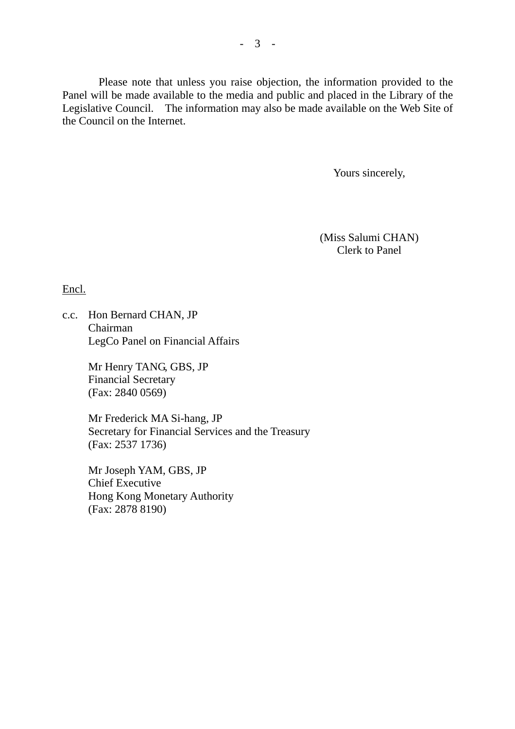Please note that unless you raise objection, the information provided to the Panel will be made available to the media and public and placed in the Library of the Legislative Council. The information may also be made available on the Web Site of the Council on the Internet.

Yours sincerely,

(Miss Salumi CHAN)
Clerk to Panel

Encl.

c.c. Hon Bernard CHAN, JP
Chairman
LegCo Panel on Financial Affairs

Mr Henry TANG, GBS, JP
Financial Secretary
(Fax: 2840 0569)

Mr Frederick MA Si-hang, JP
Secretary for Financial Services and the Treasury
(Fax: 2537 1736)

Mr Joseph YAM, GBS, JP
Chief Executive
Hong Kong Monetary Authority
(Fax: 2878 8190)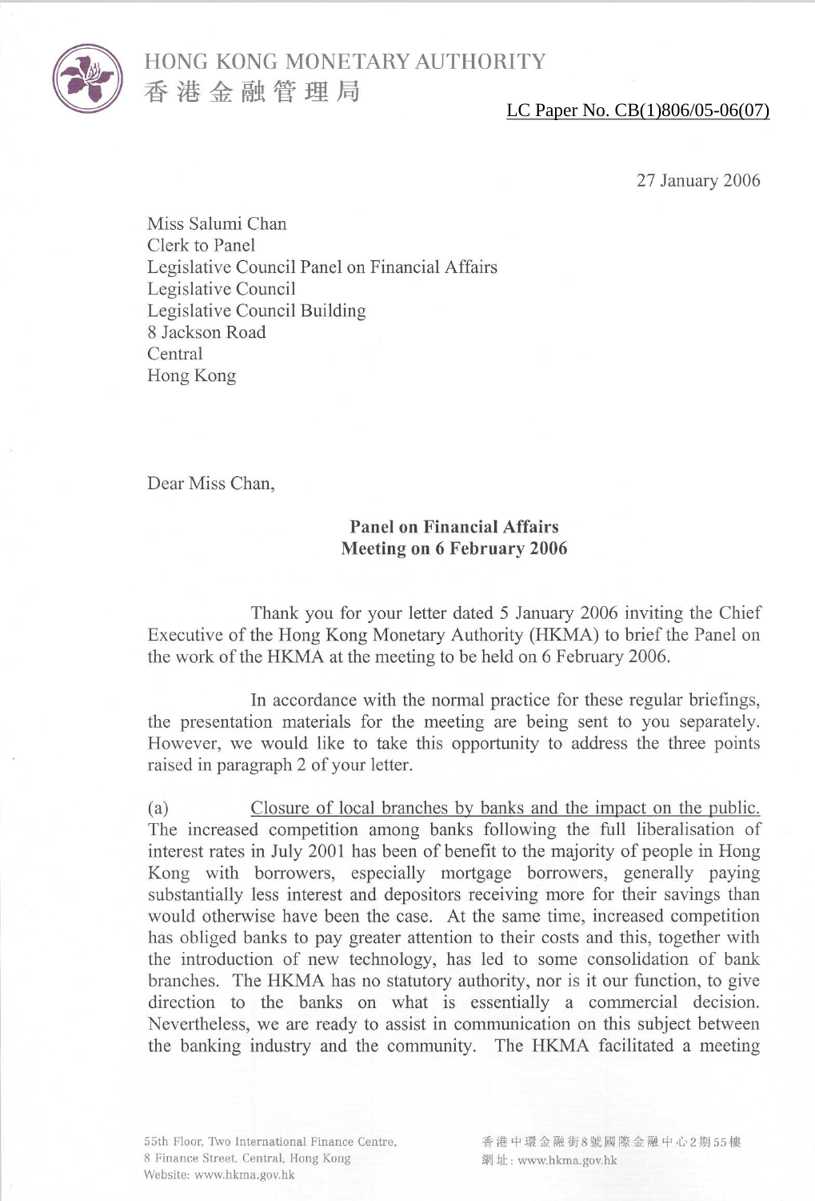HONG KONG MONETARY AUTHORITY
香港金融管理局

LC Paper No. CB(1)806/05-06(07)

27 January 2006

Miss Salumi Chan
Clerk to Panel
Legislative Council Panel on Financial Affairs
Legislative Council
Legislative Council Building
8 Jackson Road
Central
Hong Kong

Dear Miss Chan,

**Panel on Financial Affairs**
**Meeting on 6 February 2006**

Thank you for your letter dated 5 January 2006 inviting the Chief Executive of the Hong Kong Monetary Authority (HKMA) to brief the Panel on the work of the HKMA at the meeting to be held on 6 February 2006.

In accordance with the normal practice for these regular briefings, the presentation materials for the meeting are being sent to you separately. However, we would like to take this opportunity to address the three points raised in paragraph 2 of your letter.

(a) Closure of local branches by banks and the impact on the public. The increased competition among banks following the full liberalisation of interest rates in July 2001 has been of benefit to the majority of people in Hong Kong with borrowers, especially mortgage borrowers, generally paying substantially less interest and depositors receiving more for their savings than would otherwise have been the case. At the same time, increased competition has obliged banks to pay greater attention to their costs and this, together with the introduction of new technology, has led to some consolidation of bank branches. The HKMA has no statutory authority, nor is it our function, to give direction to the banks on what is essentially a commercial decision. Nevertheless, we are ready to assist in communication on this subject between the banking industry and the community. The HKMA facilitated a meeting

55th Floor, Two International Finance Centre, 8 Finance Street, Central, Hong Kong
Website: www.hkma.gov.hk

香港中環金融街8號國際金融中心2期55樓
網址：www.hkma.gov.hk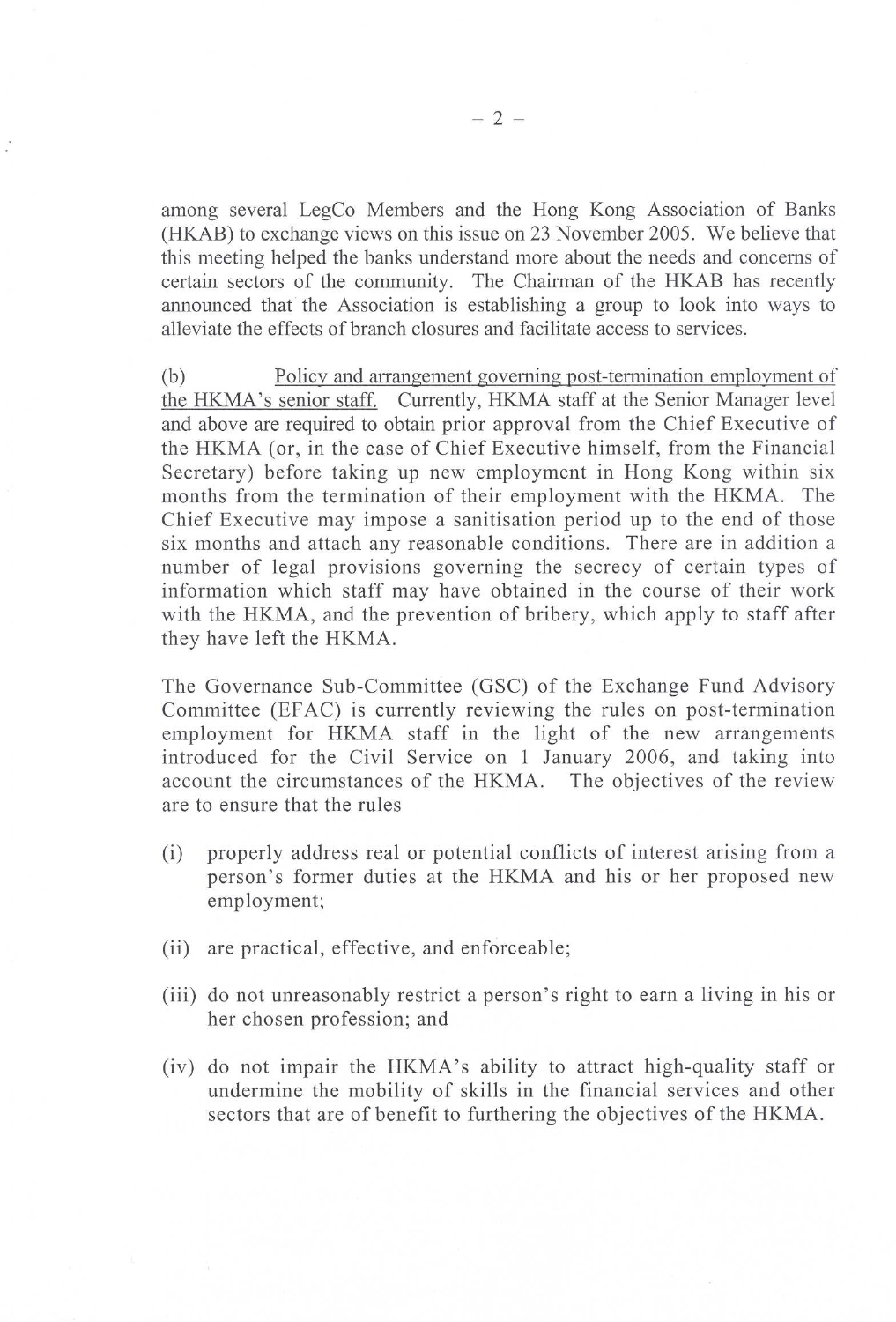among several LegCo Members and the Hong Kong Association of Banks (HKAB) to exchange views on this issue on 23 November 2005. We believe that this meeting helped the banks understand more about the needs and concerns of certain sectors of the community. The Chairman of the HKAB has recently announced that the Association is establishing a group to look into ways to alleviate the effects of branch closures and facilitate access to services.

(b) Policy and arrangement governing post-termination employment of the HKMA's senior staff. Currently, HKMA staff at the Senior Manager level and above are required to obtain prior approval from the Chief Executive of the HKMA (or, in the case of Chief Executive himself, from the Financial Secretary) before taking up new employment in Hong Kong within six months from the termination of their employment with the HKMA. The Chief Executive may impose a sanitisation period up to the end of those six months and attach any reasonable conditions. There are in addition a number of legal provisions governing the secrecy of certain types of information which staff may have obtained in the course of their work with the HKMA, and the prevention of bribery, which apply to staff after they have left the HKMA.

The Governance Sub-Committee (GSC) of the Exchange Fund Advisory Committee (EFAC) is currently reviewing the rules on post-termination employment for HKMA staff in the light of the new arrangements introduced for the Civil Service on 1 January 2006, and taking into account the circumstances of the HKMA. The objectives of the review are to ensure that the rules

(i) properly address real or potential conflicts of interest arising from a person's former duties at the HKMA and his or her proposed new employment;

(ii) are practical, effective, and enforceable;

(iii) do not unreasonably restrict a person's right to earn a living in his or her chosen profession; and

(iv) do not impair the HKMA's ability to attract high-quality staff or undermine the mobility of skills in the financial services and other sectors that are of benefit to furthering the objectives of the HKMA.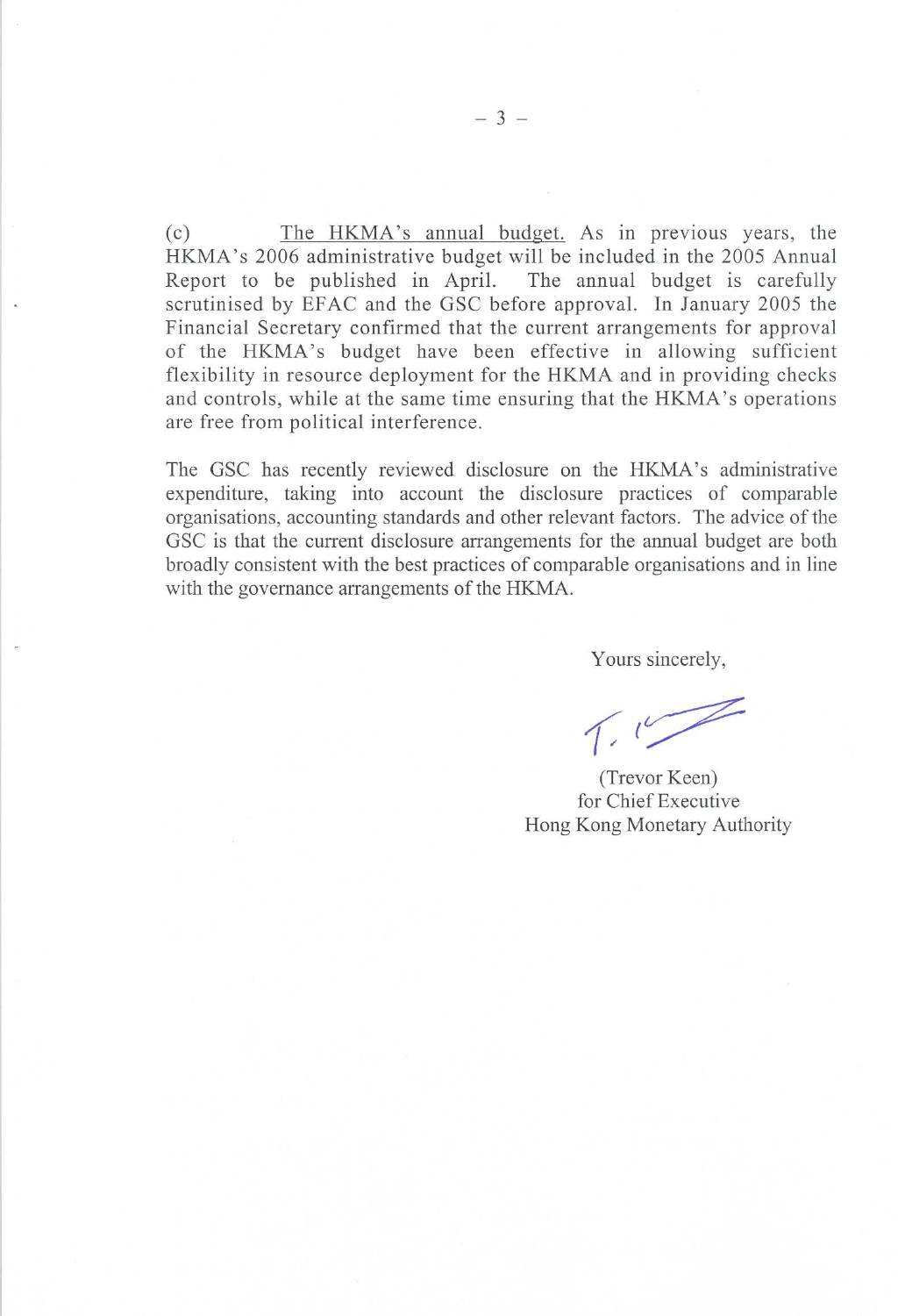(c) The HKMA's annual budget. As in previous years, the HKMA's 2006 administrative budget will be included in the 2005 Annual Report to be published in April. The annual budget is carefully scrutinised by EFAC and the GSC before approval. In January 2005 the Financial Secretary confirmed that the current arrangements for approval of the HKMA's budget have been effective in allowing sufficient flexibility in resource deployment for the HKMA and in providing checks and controls, while at the same time ensuring that the HKMA's operations are free from political interference.

The GSC has recently reviewed disclosure on the HKMA's administrative expenditure, taking into account the disclosure practices of comparable organisations, accounting standards and other relevant factors. The advice of the GSC is that the current disclosure arrangements for the annual budget are both broadly consistent with the best practices of comparable organisations and in line with the governance arrangements of the HKMA.

Yours sincerely,

(Trevor Keen)
for Chief Executive
Hong Kong Monetary Authority